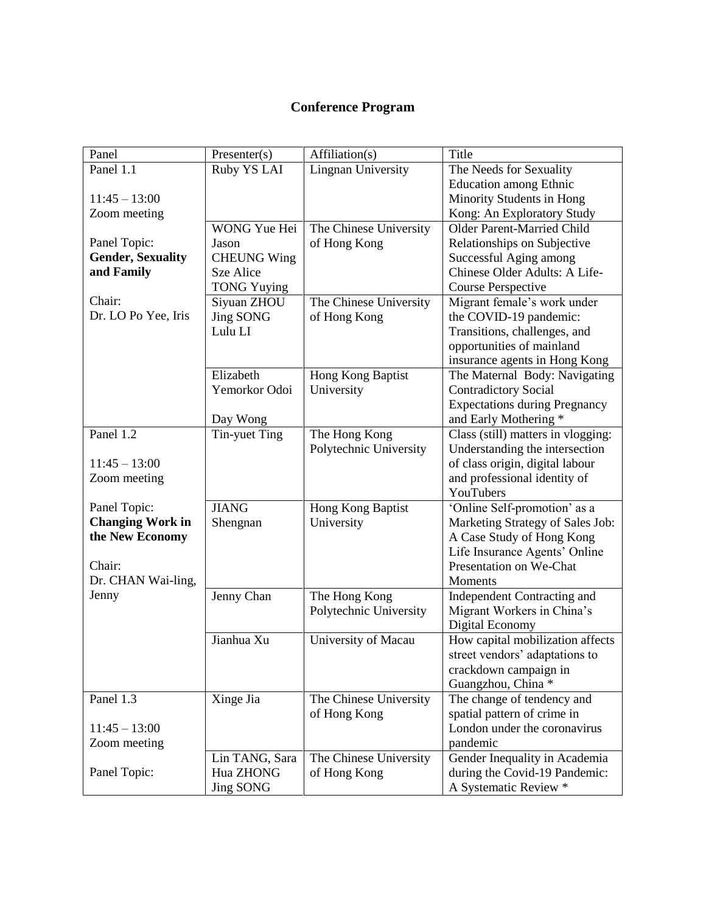# Conference Program

| Panel | Presenter(s) | Affiliation(s) | Title |
|---|---|---|---|
| Panel 1.1<br><br>11:45 – 13:00<br>Zoom meeting<br><br>Panel Topic:<br>**Gender, Sexuality and Family**<br><br>Chair:<br>Dr. LO Po Yee, Iris | Ruby YS LAI | Lingnan University | The Needs for Sexuality Education among Ethnic Minority Students in Hong Kong: An Exploratory Study |
| | WONG Yue Hei Jason<br>CHEUNG Wing Sze Alice<br>TONG Yuying | The Chinese University of Hong Kong | Older Parent-Married Child Relationships on Subjective Successful Aging among Chinese Older Adults: A Life-Course Perspective |
| | Siyuan ZHOU<br>Jing SONG<br>Lulu LI | The Chinese University of Hong Kong | Migrant female's work under the COVID-19 pandemic: Transitions, challenges, and opportunities of mainland insurance agents in Hong Kong |
| | Elizabeth Yemorkor Odoi<br><br>Day Wong | Hong Kong Baptist University | The Maternal Body: Navigating Contradictory Social Expectations during Pregnancy and Early Mothering * |
| Panel 1.2<br><br>11:45 – 13:00<br>Zoom meeting<br><br>Panel Topic:<br>**Changing Work in the New Economy**<br><br>Chair:<br>Dr. CHAN Wai-ling, Jenny | Tin-yuet Ting | The Hong Kong Polytechnic University | Class (still) matters in vlogging: Understanding the intersection of class origin, digital labour and professional identity of YouTubers |
| | JIANG Shengnan | Hong Kong Baptist University | 'Online Self-promotion' as a Marketing Strategy of Sales Job: A Case Study of Hong Kong Life Insurance Agents' Online Presentation on We-Chat Moments |
| | Jenny Chan | The Hong Kong Polytechnic University | Independent Contracting and Migrant Workers in China's Digital Economy |
| | Jianhua Xu | University of Macau | How capital mobilization affects street vendors' adaptations to crackdown campaign in Guangzhou, China * |
| Panel 1.3<br><br>11:45 – 13:00<br>Zoom meeting<br><br>Panel Topic: | Xinge Jia | The Chinese University of Hong Kong | The change of tendency and spatial pattern of crime in London under the coronavirus pandemic |
| | Lin TANG, Sara Hua ZHONG<br>Jing SONG | The Chinese University of Hong Kong | Gender Inequality in Academia during the Covid-19 Pandemic: A Systematic Review * |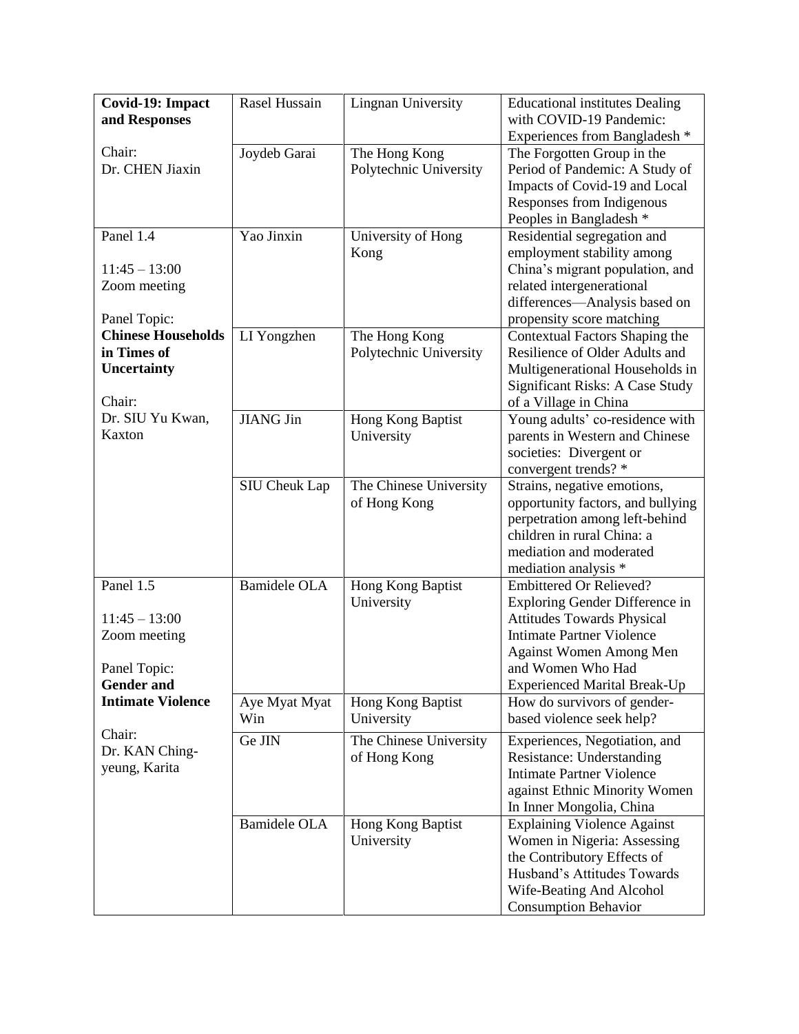| | | | |
|---|---|---|---|
| **Covid-19: Impact and Responses**<br><br>Chair:<br>Dr. CHEN Jiaxin | Rasel Hussain | Lingnan University | Educational institutes Dealing with COVID-19 Pandemic: Experiences from Bangladesh * |
| | Joydeb Garai | The Hong Kong Polytechnic University | The Forgotten Group in the Period of Pandemic: A Study of Impacts of Covid-19 and Local Responses from Indigenous Peoples in Bangladesh * |
| Panel 1.4<br><br>11:45 – 13:00<br>Zoom meeting<br><br>Panel Topic:<br>**Chinese Households in Times of Uncertainty**<br><br>Chair:<br>Dr. SIU Yu Kwan, Kaxton | Yao Jinxin | University of Hong Kong | Residential segregation and employment stability among China's migrant population, and related intergenerational differences—Analysis based on propensity score matching |
| | LI Yongzhen | The Hong Kong Polytechnic University | Contextual Factors Shaping the Resilience of Older Adults and Multigenerational Households in Significant Risks: A Case Study of a Village in China |
| | JIANG Jin | Hong Kong Baptist University | Young adults' co-residence with parents in Western and Chinese societies: Divergent or convergent trends? * |
| | SIU Cheuk Lap | The Chinese University of Hong Kong | Strains, negative emotions, opportunity factors, and bullying perpetration among left-behind children in rural China: a mediation and moderated mediation analysis * |
| Panel 1.5<br><br>11:45 – 13:00<br>Zoom meeting<br><br>Panel Topic:<br>**Gender and Intimate Violence**<br><br>Chair:<br>Dr. KAN Ching-yeung, Karita | Bamidele OLA | Hong Kong Baptist University | Embittered Or Relieved? Exploring Gender Difference in Attitudes Towards Physical Intimate Partner Violence Against Women Among Men and Women Who Had Experienced Marital Break-Up |
| | Aye Myat Myat Win | Hong Kong Baptist University | How do survivors of gender-based violence seek help? |
| | Ge JIN | The Chinese University of Hong Kong | Experiences, Negotiation, and Resistance: Understanding Intimate Partner Violence against Ethnic Minority Women In Inner Mongolia, China |
| | Bamidele OLA | Hong Kong Baptist University | Explaining Violence Against Women in Nigeria: Assessing the Contributory Effects of Husband's Attitudes Towards Wife-Beating And Alcohol Consumption Behavior |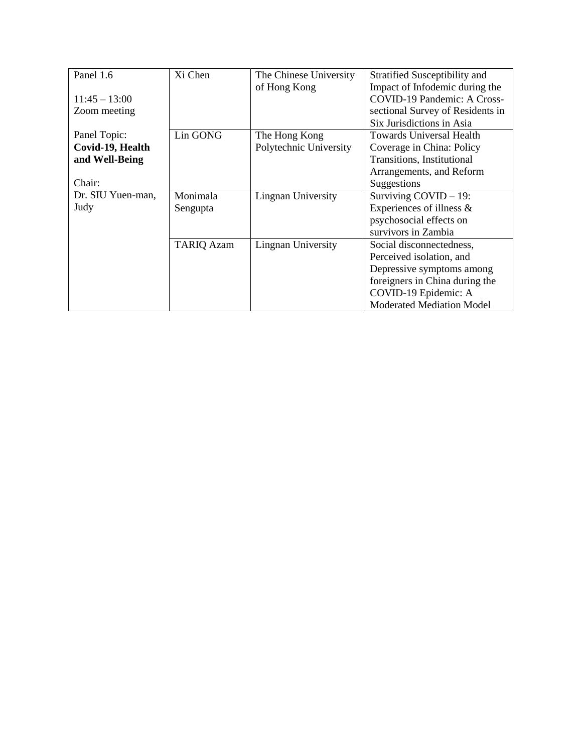| Panel 1.6<br><br>11:45 – 13:00<br>Zoom meeting<br><br>Panel Topic:<br>**Covid-19, Health and Well-Being**<br><br>Chair:<br>Dr. SIU Yuen-man, Judy | Xi Chen | The Chinese University of Hong Kong | Stratified Susceptibility and Impact of Infodemic during the COVID-19 Pandemic: A Cross-sectional Survey of Residents in Six Jurisdictions in Asia |
|---|---|---|---|
| | Lin GONG | The Hong Kong Polytechnic University | Towards Universal Health Coverage in China: Policy Transitions, Institutional Arrangements, and Reform Suggestions |
| | Monimala Sengupta | Lingnan University | Surviving COVID – 19: Experiences of illness & psychosocial effects on survivors in Zambia |
| | TARIQ Azam | Lingnan University | Social disconnectedness, Perceived isolation, and Depressive symptoms among foreigners in China during the COVID-19 Epidemic: A Moderated Mediation Model |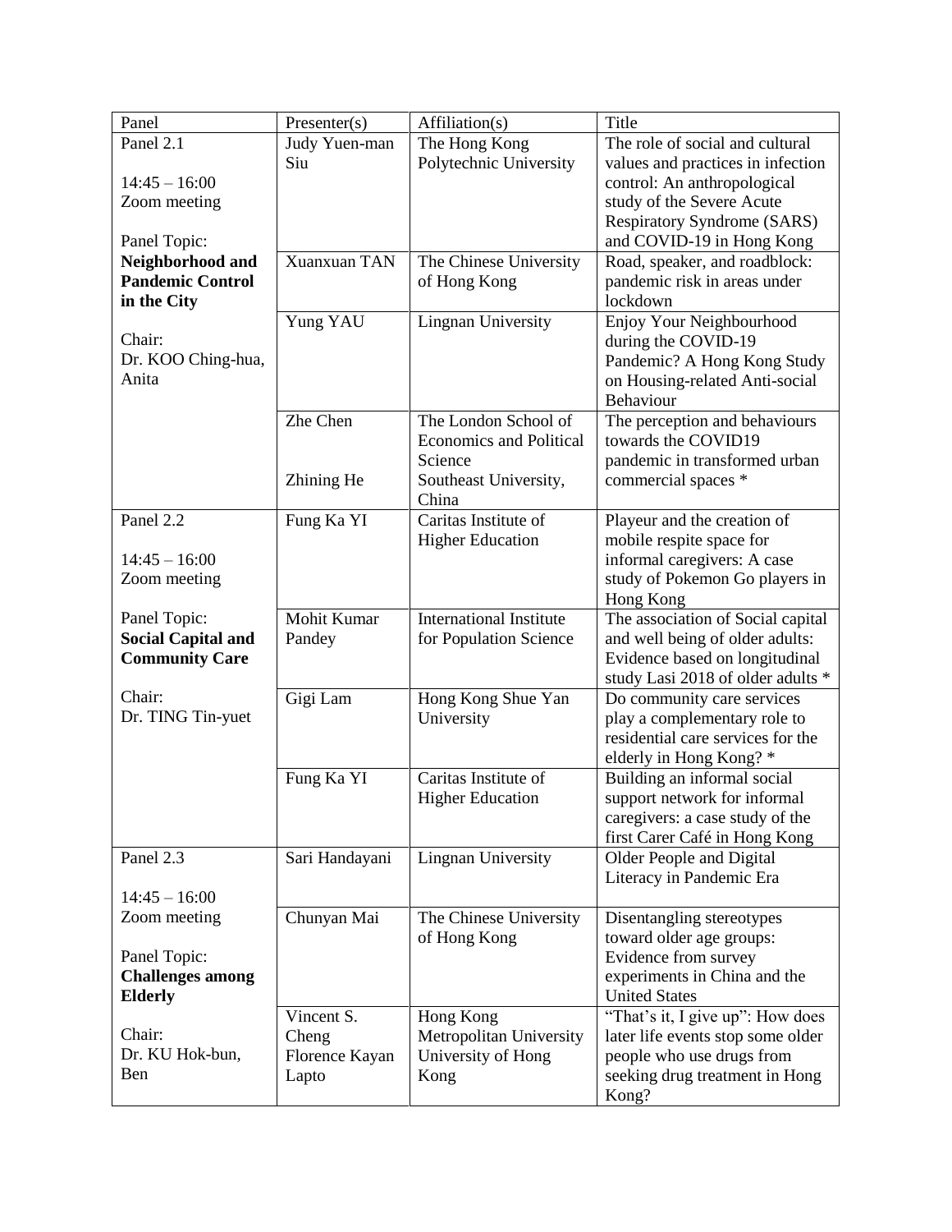| Panel | Presenter(s) | Affiliation(s) | Title |
|---|---|---|---|
| Panel 2.1<br><br>14:45 – 16:00<br>Zoom meeting<br><br>Panel Topic:<br>**Neighborhood and Pandemic Control in the City**<br><br>Chair:<br>Dr. KOO Ching-hua, Anita | Judy Yuen-man Siu | The Hong Kong Polytechnic University | The role of social and cultural values and practices in infection control: An anthropological study of the Severe Acute Respiratory Syndrome (SARS) and COVID-19 in Hong Kong |
| | Xuanxuan TAN | The Chinese University of Hong Kong | Road, speaker, and roadblock: pandemic risk in areas under lockdown |
| | Yung YAU | Lingnan University | Enjoy Your Neighbourhood during the COVID-19 Pandemic? A Hong Kong Study on Housing-related Anti-social Behaviour |
| | Zhe Chen<br><br>Zhining He | The London School of Economics and Political Science<br>Southeast University, China | The perception and behaviours towards the COVID19 pandemic in transformed urban commercial spaces * |
| Panel 2.2<br><br>14:45 – 16:00<br>Zoom meeting<br><br>Panel Topic:<br>**Social Capital and Community Care**<br><br>Chair:<br>Dr. TING Tin-yuet | Fung Ka YI | Caritas Institute of Higher Education | Playeur and the creation of mobile respite space for informal caregivers: A case study of Pokemon Go players in Hong Kong |
| | Mohit Kumar Pandey | International Institute for Population Science | The association of Social capital and well being of older adults: Evidence based on longitudinal study Lasi 2018 of older adults * |
| | Gigi Lam | Hong Kong Shue Yan University | Do community care services play a complementary role to residential care services for the elderly in Hong Kong? * |
| | Fung Ka YI | Caritas Institute of Higher Education | Building an informal social support network for informal caregivers: a case study of the first Carer Café in Hong Kong |
| Panel 2.3<br><br>14:45 – 16:00<br>Zoom meeting<br><br>Panel Topic:<br>**Challenges among Elderly**<br><br>Chair:<br>Dr. KU Hok-bun, Ben | Sari Handayani | Lingnan University | Older People and Digital Literacy in Pandemic Era |
| | Chunyan Mai | The Chinese University of Hong Kong | Disentangling stereotypes toward older age groups: Evidence from survey experiments in China and the United States |
| | Vincent S. Cheng<br>Florence Kayan Lapto | Hong Kong Metropolitan University<br>University of Hong Kong | "That's it, I give up": How does later life events stop some older people who use drugs from seeking drug treatment in Hong Kong? |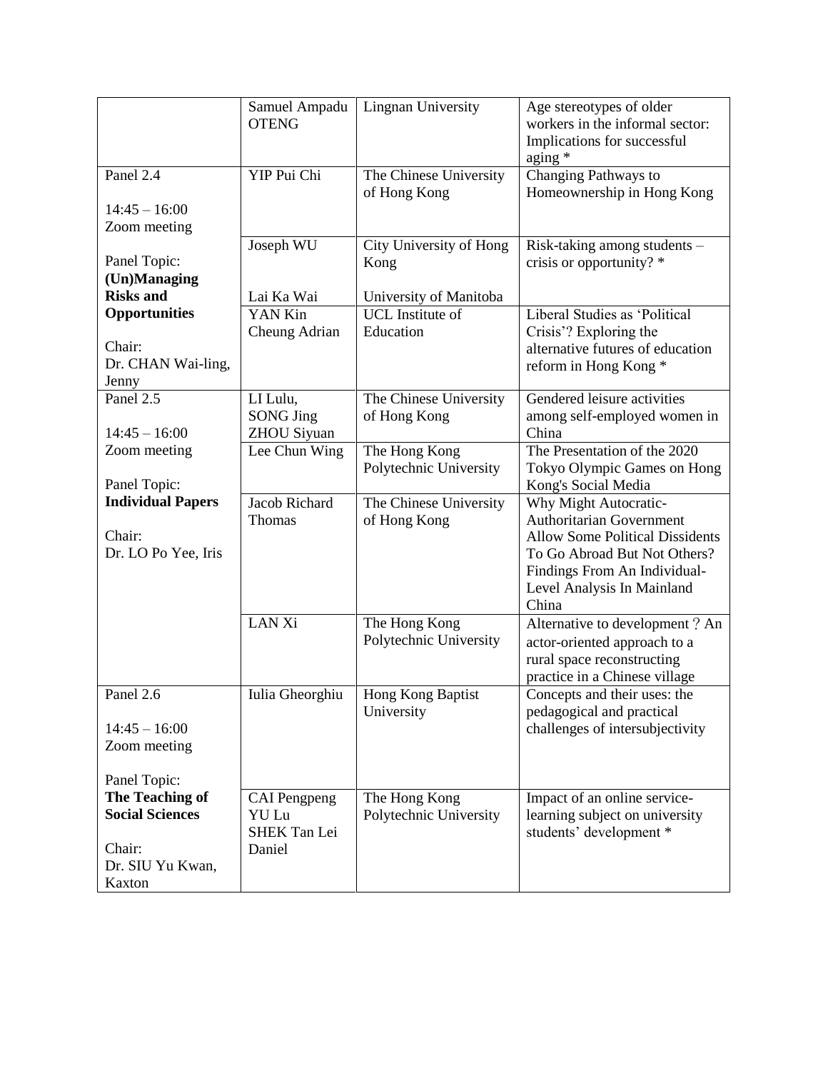| | | | |
|---|---|---|---|
| | Samuel Ampadu OTENG | Lingnan University | Age stereotypes of older workers in the informal sector: Implications for successful aging * |
| Panel 2.4<br><br>14:45 – 16:00<br>Zoom meeting<br><br>Panel Topic:<br>**(Un)Managing Risks and Opportunities**<br><br>Chair:<br>Dr. CHAN Wai-ling, Jenny | YIP Pui Chi | The Chinese University of Hong Kong | Changing Pathways to Homeownership in Hong Kong |
| | Joseph WU<br><br>Lai Ka Wai | City University of Hong Kong<br><br>University of Manitoba | Risk-taking among students – crisis or opportunity? * |
| | YAN Kin Cheung Adrian | UCL Institute of Education | Liberal Studies as 'Political Crisis'? Exploring the alternative futures of education reform in Hong Kong * |
| Panel 2.5<br><br>14:45 – 16:00<br>Zoom meeting<br><br>Panel Topic:<br>**Individual Papers**<br><br>Chair:<br>Dr. LO Po Yee, Iris | LI Lulu,<br>SONG Jing<br>ZHOU Siyuan | The Chinese University of Hong Kong | Gendered leisure activities among self-employed women in China |
| | Lee Chun Wing | The Hong Kong Polytechnic University | The Presentation of the 2020 Tokyo Olympic Games on Hong Kong's Social Media |
| | Jacob Richard Thomas | The Chinese University of Hong Kong | Why Might Autocratic-Authoritarian Government Allow Some Political Dissidents To Go Abroad But Not Others? Findings From An Individual-Level Analysis In Mainland China |
| | LAN Xi | The Hong Kong Polytechnic University | Alternative to development？An actor-oriented approach to a rural space reconstructing practice in a Chinese village |
| Panel 2.6<br><br>14:45 – 16:00<br>Zoom meeting<br><br>Panel Topic:<br>**The Teaching of Social Sciences**<br><br>Chair:<br>Dr. SIU Yu Kwan, Kaxton | Iulia Gheorghiu | Hong Kong Baptist University | Concepts and their uses: the pedagogical and practical challenges of intersubjectivity |
| | CAI Pengpeng<br>YU Lu<br>SHEK Tan Lei Daniel | The Hong Kong Polytechnic University | Impact of an online service-learning subject on university students' development * |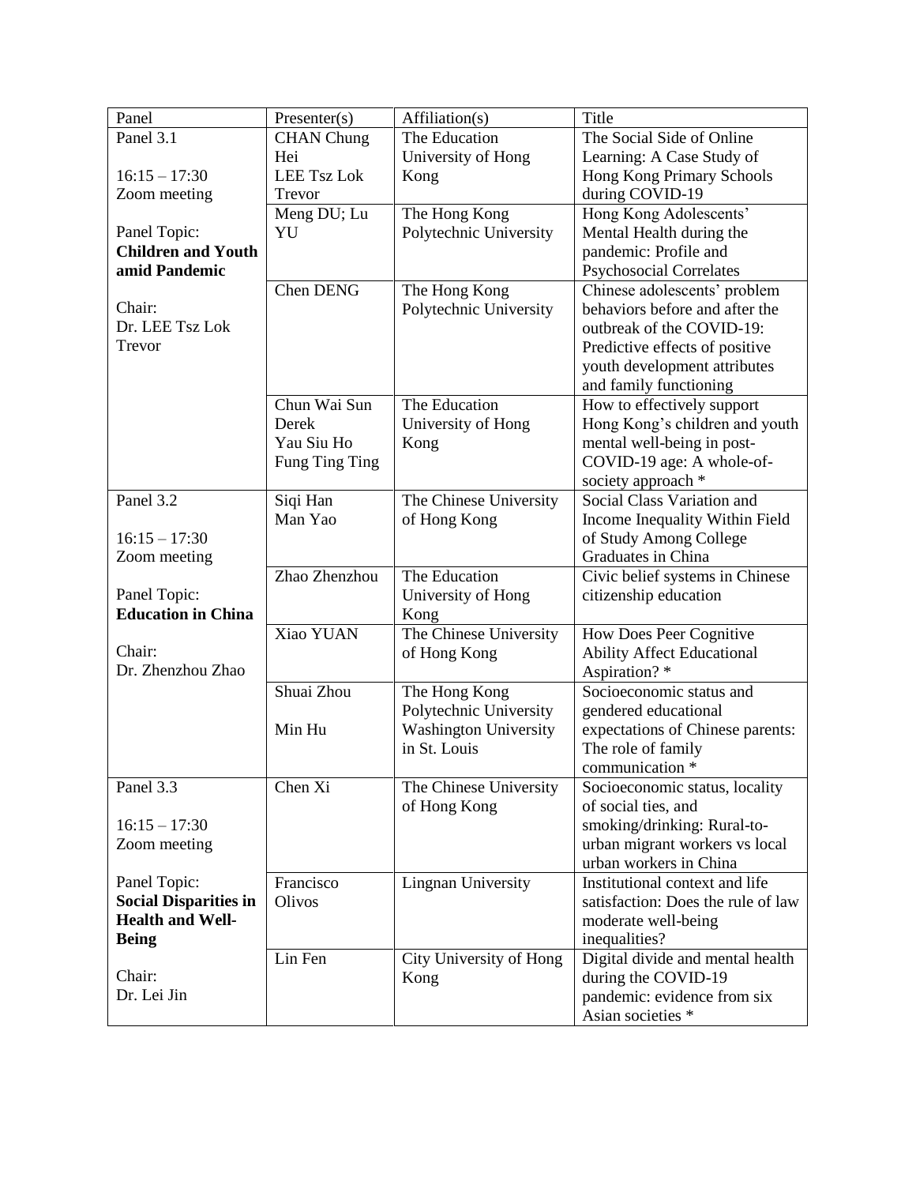| Panel | Presenter(s) | Affiliation(s) | Title |
|---|---|---|---|
| Panel 3.1<br><br>16:15 – 17:30<br>Zoom meeting<br><br>Panel Topic:<br>**Children and Youth amid Pandemic**<br><br>Chair:<br>Dr. LEE Tsz Lok Trevor | CHAN Chung Hei<br>LEE Tsz Lok Trevor | The Education University of Hong Kong | The Social Side of Online Learning: A Case Study of Hong Kong Primary Schools during COVID-19 |
| | Meng DU; Lu YU | The Hong Kong Polytechnic University | Hong Kong Adolescents' Mental Health during the pandemic: Profile and Psychosocial Correlates |
| | Chen DENG | The Hong Kong Polytechnic University | Chinese adolescents' problem behaviors before and after the outbreak of the COVID-19: Predictive effects of positive youth development attributes and family functioning |
| | Chun Wai Sun Derek<br>Yau Siu Ho<br>Fung Ting Ting | The Education University of Hong Kong | How to effectively support Hong Kong's children and youth mental well-being in post-COVID-19 age: A whole-of-society approach * |
| Panel 3.2<br><br>16:15 – 17:30<br>Zoom meeting<br><br>Panel Topic:<br>**Education in China**<br><br>Chair:<br>Dr. Zhenzhou Zhao | Siqi Han<br>Man Yao | The Chinese University of Hong Kong | Social Class Variation and Income Inequality Within Field of Study Among College Graduates in China |
| | Zhao Zhenzhou | The Education University of Hong Kong | Civic belief systems in Chinese citizenship education |
| | Xiao YUAN | The Chinese University of Hong Kong | How Does Peer Cognitive Ability Affect Educational Aspiration? * |
| | Shuai Zhou<br><br>Min Hu | The Hong Kong Polytechnic University<br>Washington University in St. Louis | Socioeconomic status and gendered educational expectations of Chinese parents: The role of family communication * |
| Panel 3.3<br><br>16:15 – 17:30<br>Zoom meeting<br><br>Panel Topic:<br>**Social Disparities in Health and Well-Being**<br><br>Chair:<br>Dr. Lei Jin | Chen Xi | The Chinese University of Hong Kong | Socioeconomic status, locality of social ties, and smoking/drinking: Rural-to-urban migrant workers vs local urban workers in China |
| | Francisco Olivos | Lingnan University | Institutional context and life satisfaction: Does the rule of law moderate well-being inequalities? |
| | Lin Fen | City University of Hong Kong | Digital divide and mental health during the COVID-19 pandemic: evidence from six Asian societies * |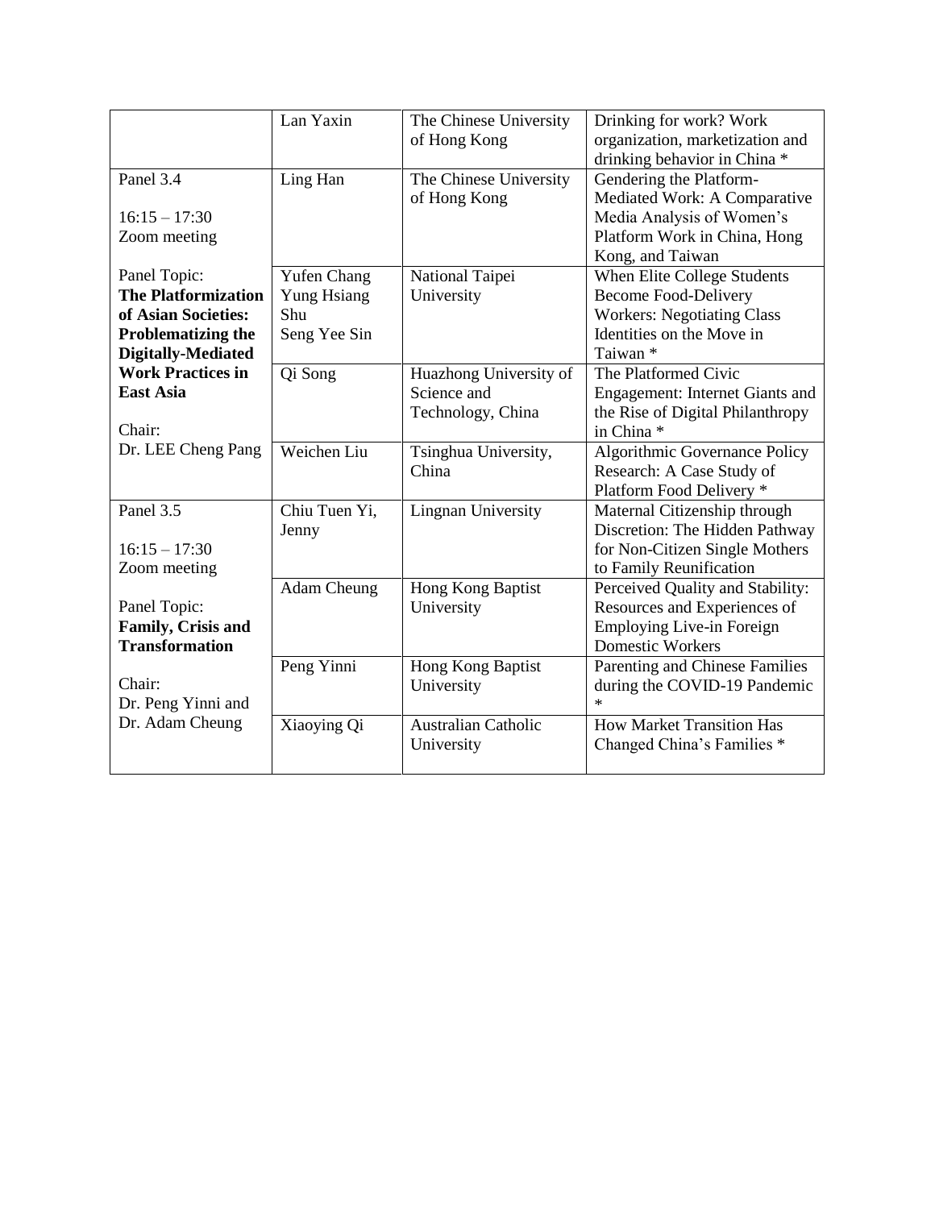| | | | |
|---|---|---|---|
| | Lan Yaxin | The Chinese University of Hong Kong | Drinking for work? Work organization, marketization and drinking behavior in China * |
| Panel 3.4<br><br>16:15 – 17:30<br>Zoom meeting<br><br>Panel Topic:<br>**The Platformization of Asian Societies: Problematizing the Digitally-Mediated Work Practices in East Asia**<br><br>Chair:<br>Dr. LEE Cheng Pang | Ling Han | The Chinese University of Hong Kong | Gendering the Platform-Mediated Work: A Comparative Media Analysis of Women's Platform Work in China, Hong Kong, and Taiwan |
| | Yufen Chang<br>Yung Hsiang Shu<br>Seng Yee Sin | National Taipei University | When Elite College Students Become Food-Delivery Workers: Negotiating Class Identities on the Move in Taiwan * |
| | Qi Song | Huazhong University of Science and Technology, China | The Platformed Civic Engagement: Internet Giants and the Rise of Digital Philanthropy in China * |
| | Weichen Liu | Tsinghua University, China | Algorithmic Governance Policy Research: A Case Study of Platform Food Delivery * |
| Panel 3.5<br><br>16:15 – 17:30<br>Zoom meeting<br><br>Panel Topic:<br>**Family, Crisis and Transformation**<br><br>Chair:<br>Dr. Peng Yinni and Dr. Adam Cheung | Chiu Tuen Yi, Jenny | Lingnan University | Maternal Citizenship through Discretion: The Hidden Pathway for Non-Citizen Single Mothers to Family Reunification |
| | Adam Cheung | Hong Kong Baptist University | Perceived Quality and Stability: Resources and Experiences of Employing Live-in Foreign Domestic Workers |
| | Peng Yinni | Hong Kong Baptist University | Parenting and Chinese Families during the COVID-19 Pandemic * |
| | Xiaoying Qi | Australian Catholic University | How Market Transition Has Changed China's Families * |